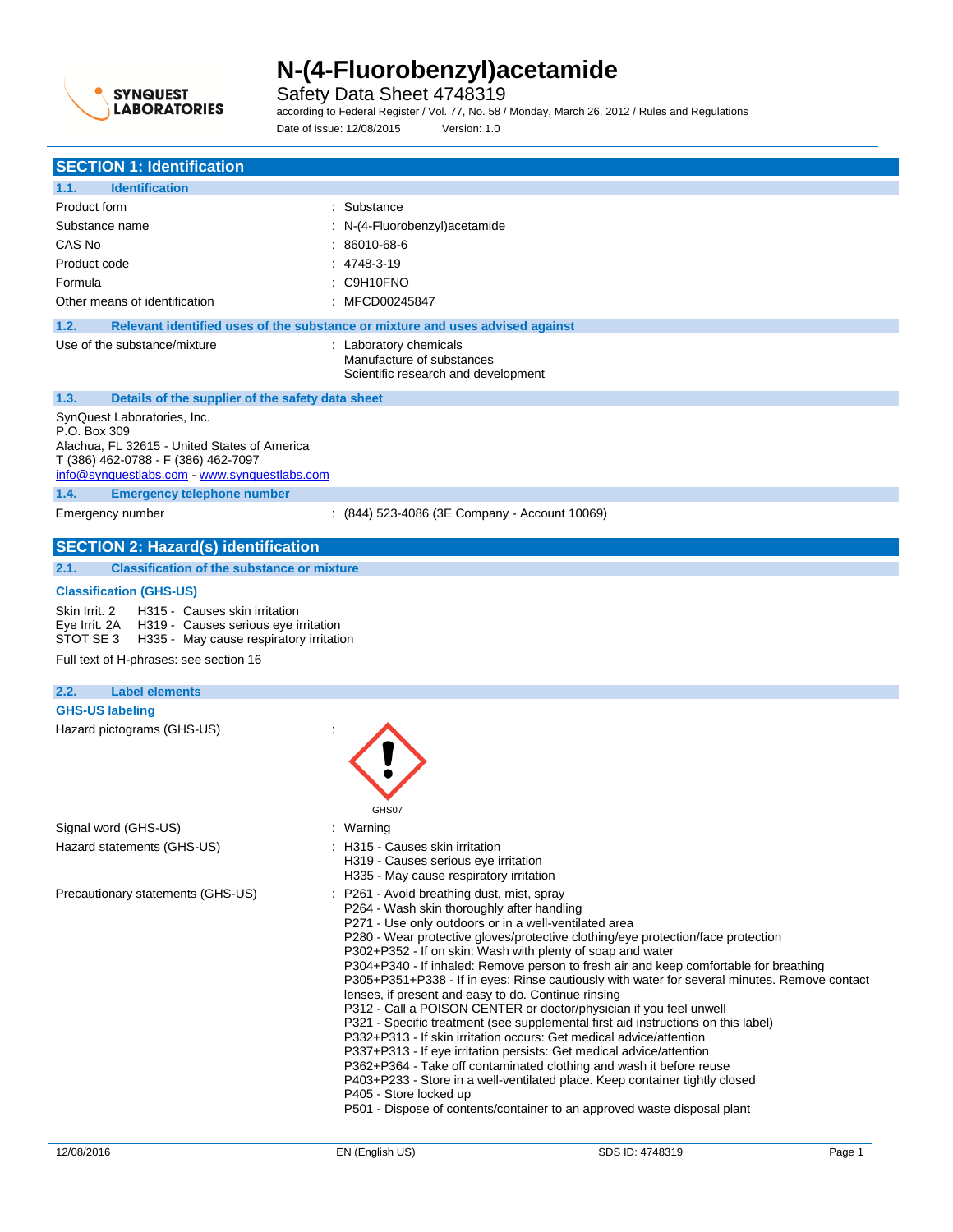# N-(4-Fluorobenzyl)acetamide

Safety Data Sheet 4748319

according to Federal Register / Vol. 77, No. 58 / Monday, March 26, 2012 / Rules and Regulations

Date of issue: 12/08/2015     Version: 1.0

## SECTION 1: Identification

### 1.1. Identification

| | |
|---|---|
| Product form | : Substance |
| Substance name | : N-(4-Fluorobenzyl)acetamide |
| CAS No | : 86010-68-6 |
| Product code | : 4748-3-19 |
| Formula | : C9H10FNO |
| Other means of identification | : MFCD00245847 |

### 1.2. Relevant identified uses of the substance or mixture and uses advised against

Use of the substance/mixture : Laboratory chemicals
Manufacture of substances
Scientific research and development

### 1.3. Details of the supplier of the safety data sheet

SynQuest Laboratories, Inc.
P.O. Box 309
Alachua, FL 32615 - United States of America
T (386) 462-0788 - F (386) 462-7097
info@synquestlabs.com - www.synquestlabs.com

### 1.4. Emergency telephone number

Emergency number : (844) 523-4086 (3E Company - Account 10069)

## SECTION 2: Hazard(s) identification

### 2.1. Classification of the substance or mixture

**Classification (GHS-US)**

Skin Irrit. 2     H315 - Causes skin irritation
Eye Irrit. 2A     H319 - Causes serious eye irritation
STOT SE 3     H335 - May cause respiratory irritation

Full text of H-phrases: see section 16

### 2.2. Label elements

**GHS-US labeling**

Hazard pictograms (GHS-US) :

GHS07

Signal word (GHS-US) : Warning

Hazard statements (GHS-US) : H315 - Causes skin irritation
H319 - Causes serious eye irritation
H335 - May cause respiratory irritation

Precautionary statements (GHS-US) : P261 - Avoid breathing dust, mist, spray
P264 - Wash skin thoroughly after handling
P271 - Use only outdoors or in a well-ventilated area
P280 - Wear protective gloves/protective clothing/eye protection/face protection
P302+P352 - If on skin: Wash with plenty of soap and water
P304+P340 - If inhaled: Remove person to fresh air and keep comfortable for breathing
P305+P351+P338 - If in eyes: Rinse cautiously with water for several minutes. Remove contact lenses, if present and easy to do. Continue rinsing
P312 - Call a POISON CENTER or doctor/physician if you feel unwell
P321 - Specific treatment (see supplemental first aid instructions on this label)
P332+P313 - If skin irritation occurs: Get medical advice/attention
P337+P313 - If eye irritation persists: Get medical advice/attention
P362+P364 - Take off contaminated clothing and wash it before reuse
P403+P233 - Store in a well-ventilated place. Keep container tightly closed
P405 - Store locked up
P501 - Dispose of contents/container to an approved waste disposal plant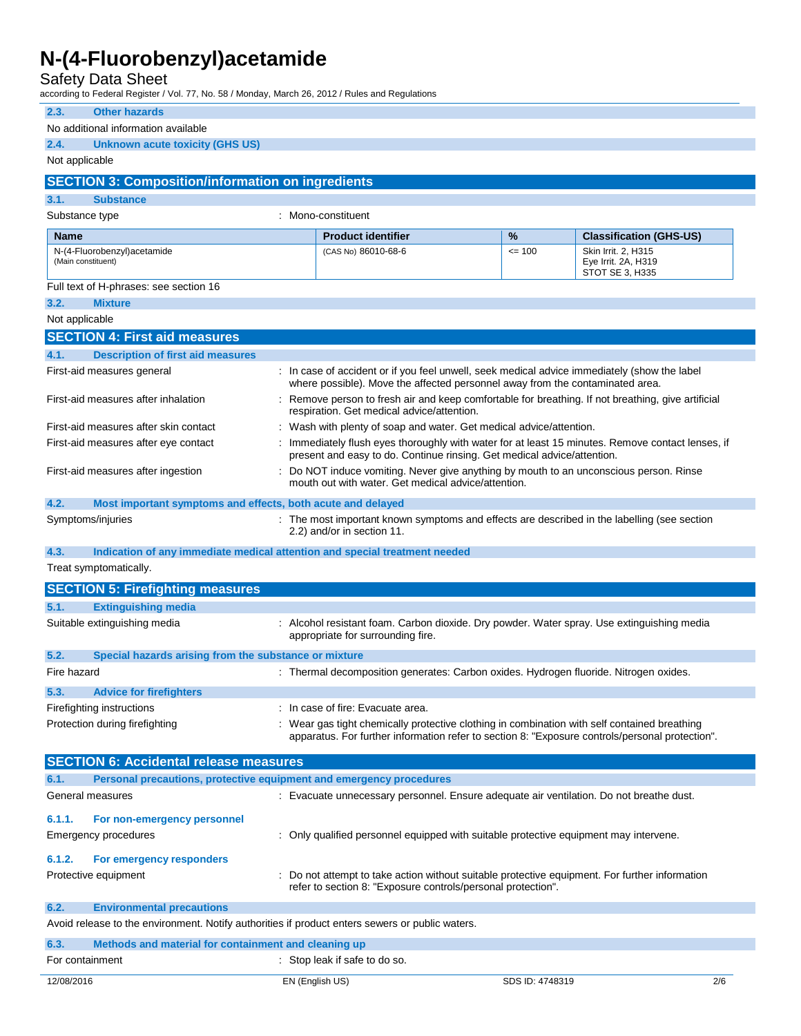### 2.3. Other hazards

No additional information available

### 2.4. Unknown acute toxicity (GHS US)

Not applicable

## SECTION 3: Composition/information on ingredients

### 3.1. Substance

Substance type : Mono-constituent

| Name | Product identifier | % | Classification (GHS-US) |
|---|---|---|---|
| N-(4-Fluorobenzyl)acetamide (Main constituent) | (CAS No) 86010-68-6 | <= 100 | Skin Irrit. 2, H315<br>Eye Irrit. 2A, H319<br>STOT SE 3, H335 |

Full text of H-phrases: see section 16

### 3.2. Mixture

Not applicable

## SECTION 4: First aid measures

### 4.1. Description of first aid measures

First-aid measures general : In case of accident or if you feel unwell, seek medical advice immediately (show the label where possible). Move the affected personnel away from the contaminated area.

First-aid measures after inhalation : Remove person to fresh air and keep comfortable for breathing. If not breathing, give artificial respiration. Get medical advice/attention.

First-aid measures after skin contact : Wash with plenty of soap and water. Get medical advice/attention.

First-aid measures after eye contact : Immediately flush eyes thoroughly with water for at least 15 minutes. Remove contact lenses, if present and easy to do. Continue rinsing. Get medical advice/attention.

First-aid measures after ingestion : Do NOT induce vomiting. Never give anything by mouth to an unconscious person. Rinse mouth out with water. Get medical advice/attention.

### 4.2. Most important symptoms and effects, both acute and delayed

Symptoms/injuries : The most important known symptoms and effects are described in the labelling (see section 2.2) and/or in section 11.

### 4.3. Indication of any immediate medical attention and special treatment needed

Treat symptomatically.

## SECTION 5: Firefighting measures

### 5.1. Extinguishing media

Suitable extinguishing media : Alcohol resistant foam. Carbon dioxide. Dry powder. Water spray. Use extinguishing media appropriate for surrounding fire.

### 5.2. Special hazards arising from the substance or mixture

Fire hazard : Thermal decomposition generates: Carbon oxides. Hydrogen fluoride. Nitrogen oxides.

### 5.3. Advice for firefighters

Firefighting instructions : In case of fire: Evacuate area.

Protection during firefighting : Wear gas tight chemically protective clothing in combination with self contained breathing apparatus. For further information refer to section 8: "Exposure controls/personal protection".

## SECTION 6: Accidental release measures

### 6.1. Personal precautions, protective equipment and emergency procedures

General measures : Evacuate unnecessary personnel. Ensure adequate air ventilation. Do not breathe dust.

#### 6.1.1. For non-emergency personnel

Emergency procedures : Only qualified personnel equipped with suitable protective equipment may intervene.

#### 6.1.2. For emergency responders

Protective equipment : Do not attempt to take action without suitable protective equipment. For further information refer to section 8: "Exposure controls/personal protection".

### 6.2. Environmental precautions

Avoid release to the environment. Notify authorities if product enters sewers or public waters.

### 6.3. Methods and material for containment and cleaning up

For containment : Stop leak if safe to do so.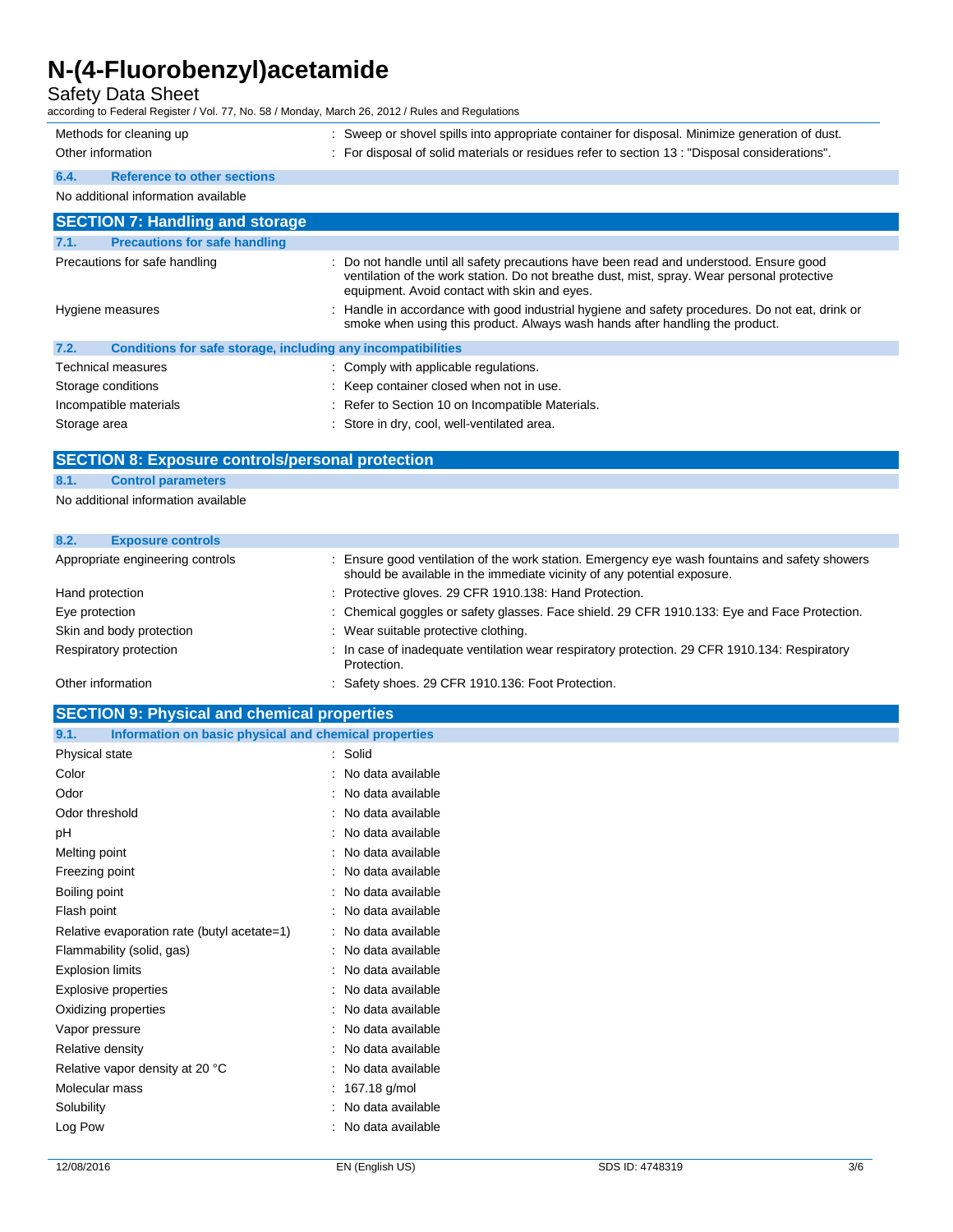| | |
|---|---|
| Methods for cleaning up | : Sweep or shovel spills into appropriate container for disposal. Minimize generation of dust. |
| Other information | : For disposal of solid materials or residues refer to section 13 : "Disposal considerations". |

### 6.4. Reference to other sections

No additional information available

## SECTION 7: Handling and storage

### 7.1. Precautions for safe handling

| | |
|---|---|
| Precautions for safe handling | : Do not handle until all safety precautions have been read and understood. Ensure good ventilation of the work station. Do not breathe dust, mist, spray. Wear personal protective equipment. Avoid contact with skin and eyes. |
| Hygiene measures | : Handle in accordance with good industrial hygiene and safety procedures. Do not eat, drink or smoke when using this product. Always wash hands after handling the product. |

### 7.2. Conditions for safe storage, including any incompatibilities

| | |
|---|---|
| Technical measures | : Comply with applicable regulations. |
| Storage conditions | : Keep container closed when not in use. |
| Incompatible materials | : Refer to Section 10 on Incompatible Materials. |
| Storage area | : Store in dry, cool, well-ventilated area. |

## SECTION 8: Exposure controls/personal protection

### 8.1. Control parameters

No additional information available

### 8.2. Exposure controls

| | |
|---|---|
| Appropriate engineering controls | : Ensure good ventilation of the work station. Emergency eye wash fountains and safety showers should be available in the immediate vicinity of any potential exposure. |
| Hand protection | : Protective gloves. 29 CFR 1910.138: Hand Protection. |
| Eye protection | : Chemical goggles or safety glasses. Face shield. 29 CFR 1910.133: Eye and Face Protection. |
| Skin and body protection | : Wear suitable protective clothing. |
| Respiratory protection | : In case of inadequate ventilation wear respiratory protection. 29 CFR 1910.134: Respiratory Protection. |
| Other information | : Safety shoes. 29 CFR 1910.136: Foot Protection. |

## SECTION 9: Physical and chemical properties

### 9.1. Information on basic physical and chemical properties

| | |
|---|---|
| Physical state | : Solid |
| Color | : No data available |
| Odor | : No data available |
| Odor threshold | : No data available |
| pH | : No data available |
| Melting point | : No data available |
| Freezing point | : No data available |
| Boiling point | : No data available |
| Flash point | : No data available |
| Relative evaporation rate (butyl acetate=1) | : No data available |
| Flammability (solid, gas) | : No data available |
| Explosion limits | : No data available |
| Explosive properties | : No data available |
| Oxidizing properties | : No data available |
| Vapor pressure | : No data available |
| Relative density | : No data available |
| Relative vapor density at 20 °C | : No data available |
| Molecular mass | : 167.18 g/mol |
| Solubility | : No data available |
| Log Pow | : No data available |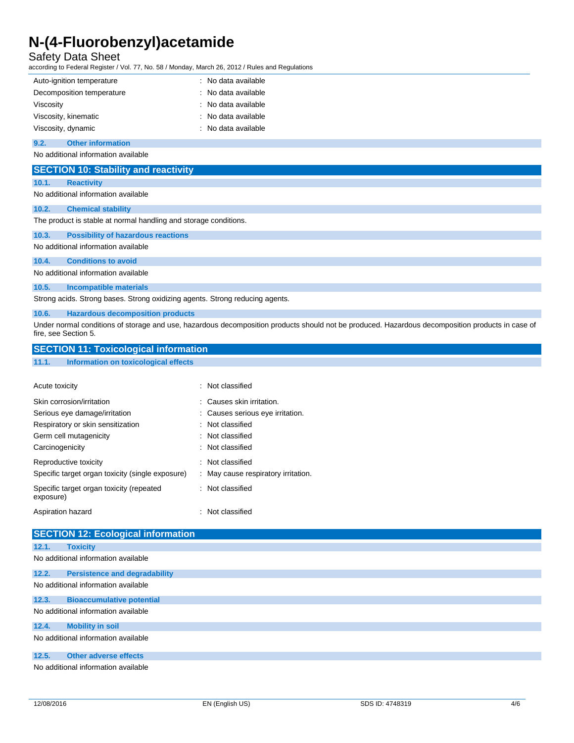| | |
|---|---|
| Auto-ignition temperature | : No data available |
| Decomposition temperature | : No data available |
| Viscosity | : No data available |
| Viscosity, kinematic | : No data available |
| Viscosity, dynamic | : No data available |

### 9.2. Other information

No additional information available

## SECTION 10: Stability and reactivity

### 10.1. Reactivity

No additional information available

### 10.2. Chemical stability

The product is stable at normal handling and storage conditions.

### 10.3. Possibility of hazardous reactions

No additional information available

### 10.4. Conditions to avoid

No additional information available

### 10.5. Incompatible materials

Strong acids. Strong bases. Strong oxidizing agents. Strong reducing agents.

### 10.6. Hazardous decomposition products

Under normal conditions of storage and use, hazardous decomposition products should not be produced. Hazardous decomposition products in case of fire, see Section 5.

## SECTION 11: Toxicological information

### 11.1. Information on toxicological effects

| | |
|---|---|
| Acute toxicity | : Not classified |
| Skin corrosion/irritation | : Causes skin irritation. |
| Serious eye damage/irritation | : Causes serious eye irritation. |
| Respiratory or skin sensitization | : Not classified |
| Germ cell mutagenicity | : Not classified |
| Carcinogenicity | : Not classified |
| Reproductive toxicity | : Not classified |
| Specific target organ toxicity (single exposure) | : May cause respiratory irritation. |
| Specific target organ toxicity (repeated exposure) | : Not classified |
| Aspiration hazard | : Not classified |

## SECTION 12: Ecological information

### 12.1. Toxicity

No additional information available

### 12.2. Persistence and degradability

No additional information available

### 12.3. Bioaccumulative potential

No additional information available

### 12.4. Mobility in soil

No additional information available

### 12.5. Other adverse effects

No additional information available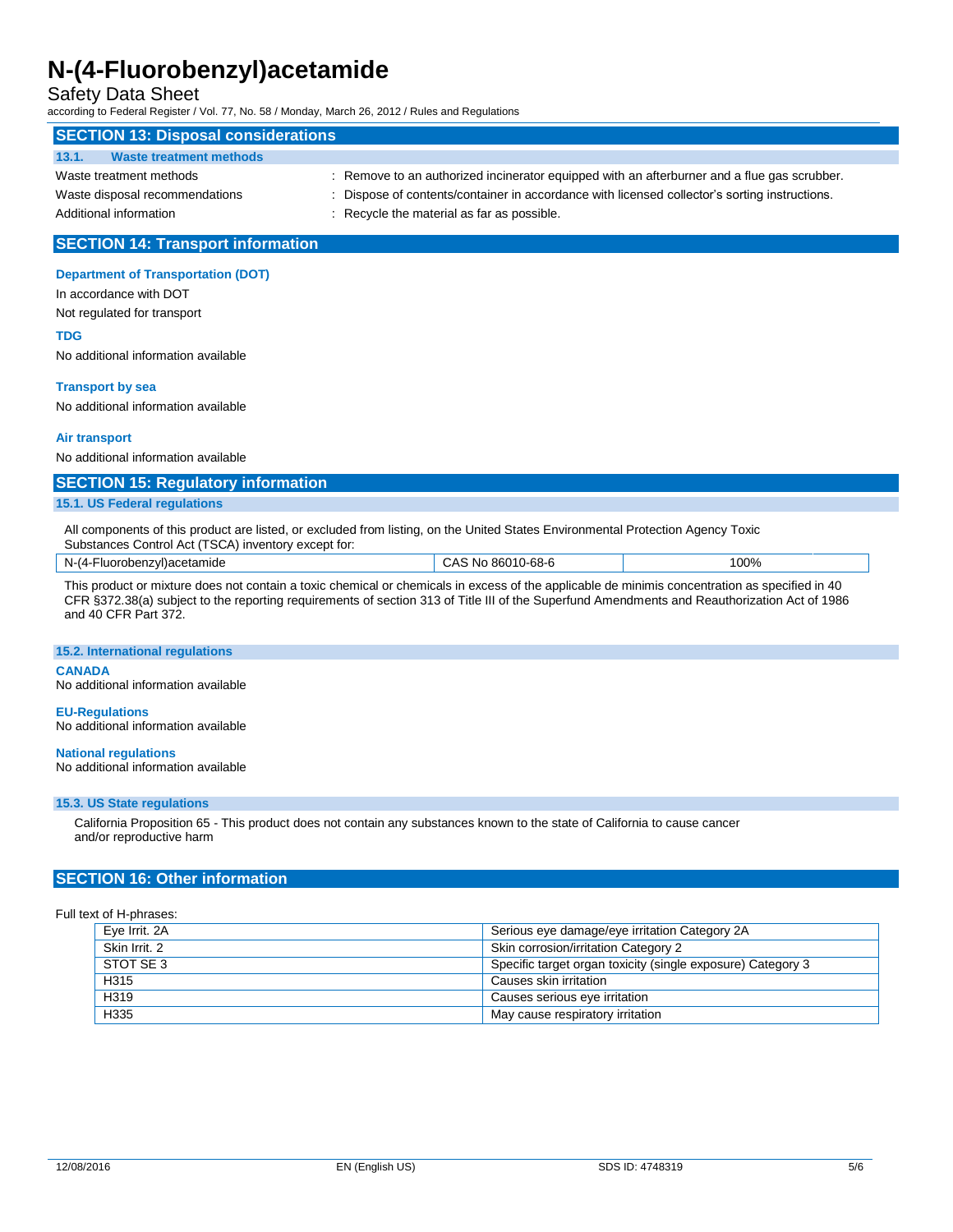## SECTION 13: Disposal considerations

### 13.1. Waste treatment methods

Waste treatment methods : Remove to an authorized incinerator equipped with an afterburner and a flue gas scrubber.

Waste disposal recommendations : Dispose of contents/container in accordance with licensed collector's sorting instructions.

Additional information : Recycle the material as far as possible.

## SECTION 14: Transport information

**Department of Transportation (DOT)**

In accordance with DOT

Not regulated for transport

**TDG**

No additional information available

**Transport by sea**

No additional information available

**Air transport**

No additional information available

## SECTION 15: Regulatory information

### 15.1. US Federal regulations

All components of this product are listed, or excluded from listing, on the United States Environmental Protection Agency Toxic Substances Control Act (TSCA) inventory except for:

| N-(4-Fluorobenzyl)acetamide | CAS No 86010-68-6 | 100% |
|---|---|---|

This product or mixture does not contain a toxic chemical or chemicals in excess of the applicable de minimis concentration as specified in 40 CFR §372.38(a) subject to the reporting requirements of section 313 of Title III of the Superfund Amendments and Reauthorization Act of 1986 and 40 CFR Part 372.

### 15.2. International regulations

**CANADA**

No additional information available

**EU-Regulations**

No additional information available

**National regulations**

No additional information available

### 15.3. US State regulations

California Proposition 65 - This product does not contain any substances known to the state of California to cause cancer and/or reproductive harm

## SECTION 16: Other information

Full text of H-phrases:

| | |
|---|---|
| Eye Irrit. 2A | Serious eye damage/eye irritation Category 2A |
| Skin Irrit. 2 | Skin corrosion/irritation Category 2 |
| STOT SE 3 | Specific target organ toxicity (single exposure) Category 3 |
| H315 | Causes skin irritation |
| H319 | Causes serious eye irritation |
| H335 | May cause respiratory irritation |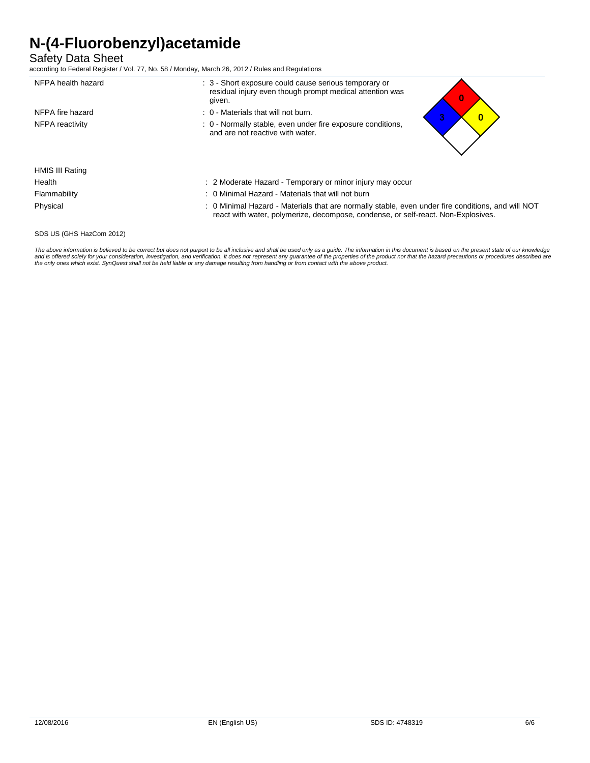NFPA health hazard : 3 - Short exposure could cause serious temporary or residual injury even though prompt medical attention was given.

NFPA fire hazard : 0 - Materials that will not burn.

NFPA reactivity : 0 - Normally stable, even under fire exposure conditions, and are not reactive with water.

0

3

0

HMIS III Rating

Health : 2 Moderate Hazard - Temporary or minor injury may occur

Flammability : 0 Minimal Hazard - Materials that will not burn

Physical : 0 Minimal Hazard - Materials that are normally stable, even under fire conditions, and will NOT react with water, polymerize, decompose, condense, or self-react. Non-Explosives.

SDS US (GHS HazCom 2012)

*The above information is believed to be correct but does not purport to be all inclusive and shall be used only as a guide. The information in this document is based on the present state of our knowledge and is offered solely for your consideration, investigation, and verification. It does not represent any guarantee of the properties of the product nor that the hazard precautions or procedures described are the only ones which exist. SynQuest shall not be held liable or any damage resulting from handling or from contact with the above product.*